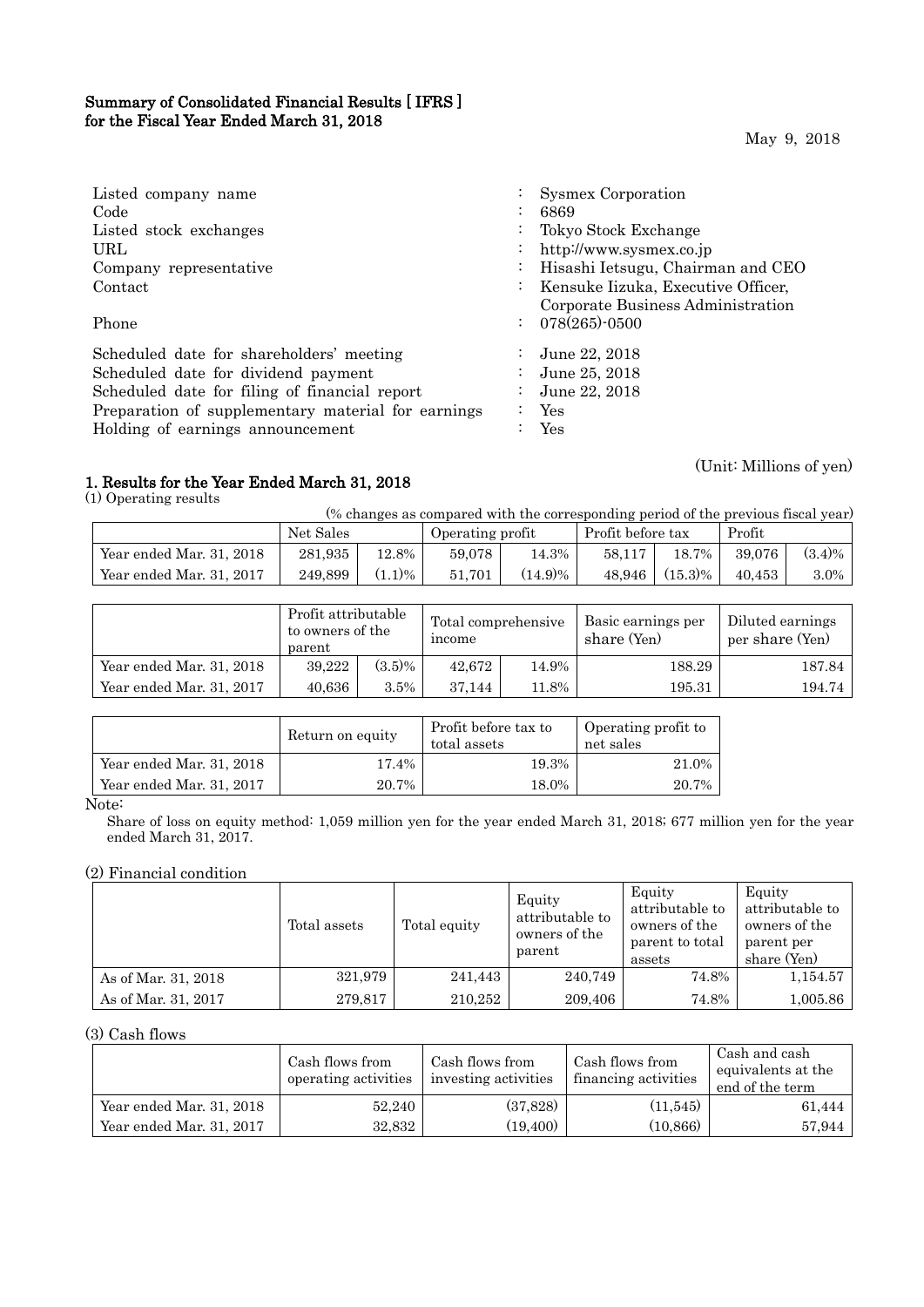# Summary of Consolidated Financial Results [ IFRS ] for the Fiscal Year Ended March 31, 2018

May 9, 2018

| | | |
|---|---|---|
| Listed company name | : | Sysmex Corporation |
| Code | : | 6869 |
| Listed stock exchanges | : | Tokyo Stock Exchange |
| URL | : | http://www.sysmex.co.jp |
| Company representative | : | Hisashi Ietsugu, Chairman and CEO |
| Contact | : | Kensuke Iizuka, Executive Officer, Corporate Business Administration |
| Phone | : | 078(265)-0500 |
| Scheduled date for shareholders' meeting | : | June 22, 2018 |
| Scheduled date for dividend payment | : | June 25, 2018 |
| Scheduled date for filing of financial report | : | June 22, 2018 |
| Preparation of supplementary material for earnings | : | Yes |
| Holding of earnings announcement | : | Yes |

(Unit: Millions of yen)

## 1. Results for the Year Ended March 31, 2018

(1) Operating results

(% changes as compared with the corresponding period of the previous fiscal year)

| | Net Sales | | Operating profit | | Profit before tax | | Profit | |
|---|---|---|---|---|---|---|---|---|
| Year ended Mar. 31, 2018 | 281,935 | 12.8% | 59,078 | 14.3% | 58,117 | 18.7% | 39,076 | (3.4)% |
| Year ended Mar. 31, 2017 | 249,899 | (1.1)% | 51,701 | (14.9)% | 48,946 | (15.3)% | 40,453 | 3.0% |

| | Profit attributable to owners of the parent | | Total comprehensive income | | Basic earnings per share (Yen) | Diluted earnings per share (Yen) |
|---|---|---|---|---|---|---|
| Year ended Mar. 31, 2018 | 39,222 | (3.5)% | 42,672 | 14.9% | 188.29 | 187.84 |
| Year ended Mar. 31, 2017 | 40,636 | 3.5% | 37,144 | 11.8% | 195.31 | 194.74 |

| | Return on equity | Profit before tax to total assets | Operating profit to net sales |
|---|---|---|---|
| Year ended Mar. 31, 2018 | 17.4% | 19.3% | 21.0% |
| Year ended Mar. 31, 2017 | 20.7% | 18.0% | 20.7% |

Note:

Share of loss on equity method: 1,059 million yen for the year ended March 31, 2018; 677 million yen for the year ended March 31, 2017.

(2) Financial condition

| | Total assets | Total equity | Equity attributable to owners of the parent | Equity attributable to owners of the parent to total assets | Equity attributable to owners of the parent per share (Yen) |
|---|---|---|---|---|---|
| As of Mar. 31, 2018 | 321,979 | 241,443 | 240,749 | 74.8% | 1,154.57 |
| As of Mar. 31, 2017 | 279,817 | 210,252 | 209,406 | 74.8% | 1,005.86 |

(3) Cash flows

| | Cash flows from operating activities | Cash flows from investing activities | Cash flows from financing activities | Cash and cash equivalents at the end of the term |
|---|---|---|---|---|
| Year ended Mar. 31, 2018 | 52,240 | (37,828) | (11,545) | 61,444 |
| Year ended Mar. 31, 2017 | 32,832 | (19,400) | (10,866) | 57,944 |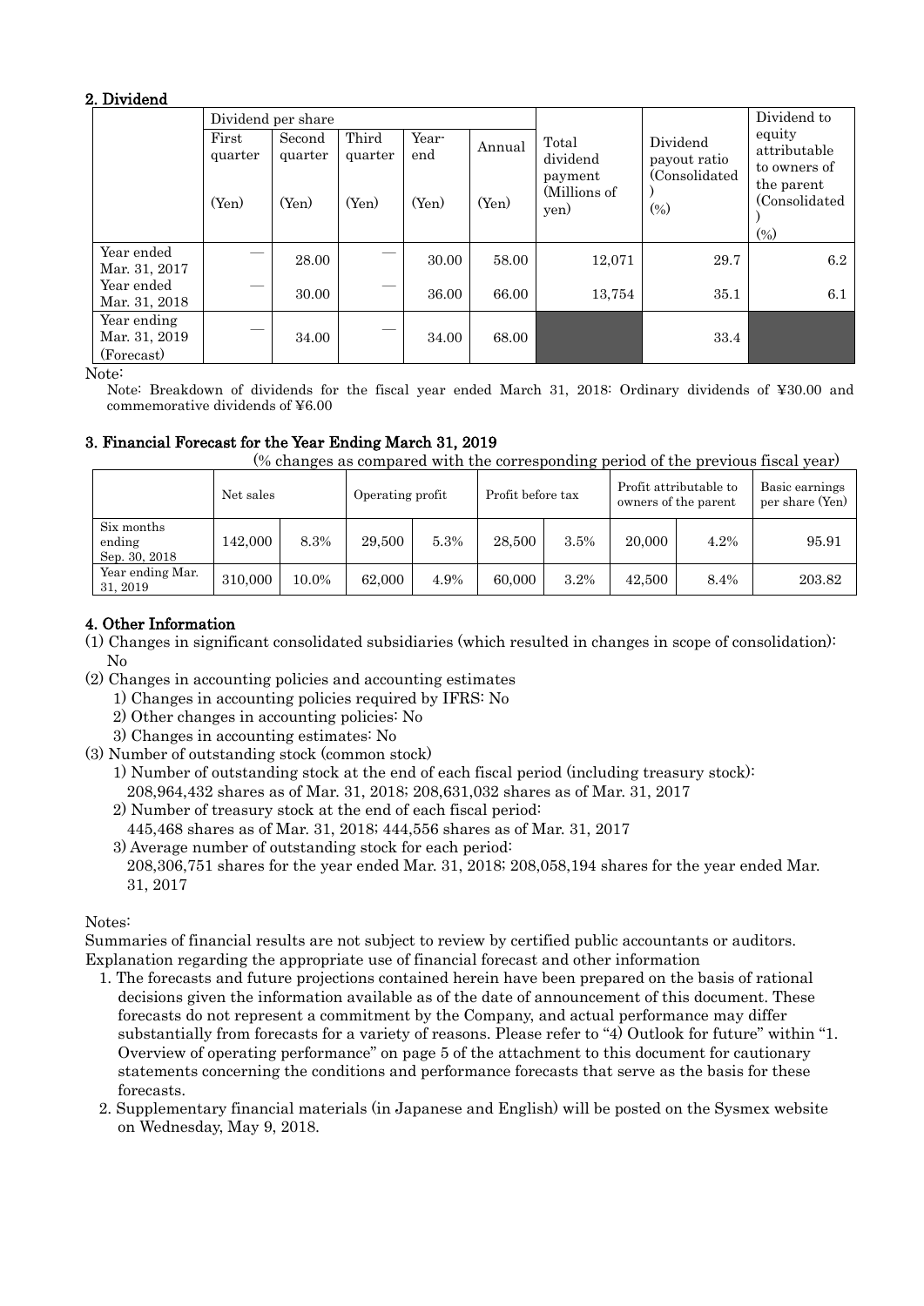## 2. Dividend

| | Dividend per share | | | | | Total dividend payment (Millions of yen) | Dividend payout ratio (Consolidated) (%) | Dividend to equity attributable to owners of the parent (Consolidated) (%) |
|---|---|---|---|---|---|---|---|---|
| | First quarter (Yen) | Second quarter (Yen) | Third quarter (Yen) | Year-end (Yen) | Annual (Yen) | | | |
| Year ended Mar. 31, 2017 | — | 28.00 | — | 30.00 | 58.00 | 12,071 | 29.7 | 6.2 |
| Year ended Mar. 31, 2018 | — | 30.00 | — | 36.00 | 66.00 | 13,754 | 35.1 | 6.1 |
| Year ending Mar. 31, 2019 (Forecast) | — | 34.00 | — | 34.00 | 68.00 | | 33.4 | |

Note:

Note: Breakdown of dividends for the fiscal year ended March 31, 2018: Ordinary dividends of ¥30.00 and commemorative dividends of ¥6.00

## 3. Financial Forecast for the Year Ending March 31, 2019

(% changes as compared with the corresponding period of the previous fiscal year)

| | Net sales | | Operating profit | | Profit before tax | | Profit attributable to owners of the parent | | Basic earnings per share (Yen) |
|---|---|---|---|---|---|---|---|---|---|
| Six months ending Sep. 30, 2018 | 142,000 | 8.3% | 29,500 | 5.3% | 28,500 | 3.5% | 20,000 | 4.2% | 95.91 |
| Year ending Mar. 31, 2019 | 310,000 | 10.0% | 62,000 | 4.9% | 60,000 | 3.2% | 42,500 | 8.4% | 203.82 |

## 4. Other Information

(1) Changes in significant consolidated subsidiaries (which resulted in changes in scope of consolidation): No

(2) Changes in accounting policies and accounting estimates
1) Changes in accounting policies required by IFRS: No
2) Other changes in accounting policies: No
3) Changes in accounting estimates: No

(3) Number of outstanding stock (common stock)
1) Number of outstanding stock at the end of each fiscal period (including treasury stock): 208,964,432 shares as of Mar. 31, 2018; 208,631,032 shares as of Mar. 31, 2017
2) Number of treasury stock at the end of each fiscal period: 445,468 shares as of Mar. 31, 2018; 444,556 shares as of Mar. 31, 2017
3) Average number of outstanding stock for each period: 208,306,751 shares for the year ended Mar. 31, 2018; 208,058,194 shares for the year ended Mar. 31, 2017

Notes:

Summaries of financial results are not subject to review by certified public accountants or auditors.

Explanation regarding the appropriate use of financial forecast and other information

1. The forecasts and future projections contained herein have been prepared on the basis of rational decisions given the information available as of the date of announcement of this document. These forecasts do not represent a commitment by the Company, and actual performance may differ substantially from forecasts for a variety of reasons. Please refer to "4) Outlook for future" within "1. Overview of operating performance" on page 5 of the attachment to this document for cautionary statements concerning the conditions and performance forecasts that serve as the basis for these forecasts.
2. Supplementary financial materials (in Japanese and English) will be posted on the Sysmex website on Wednesday, May 9, 2018.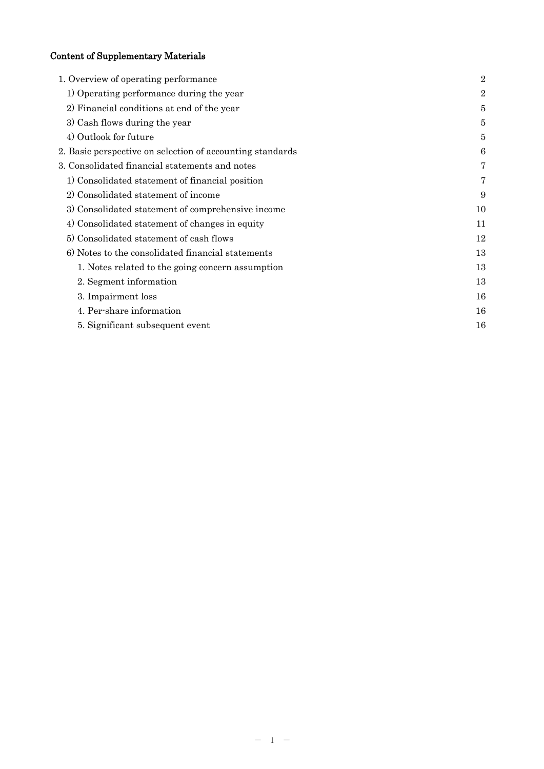## Content of Supplementary Materials

| | |
|---|---|
| 1. Overview of operating performance | 2 |
| 1) Operating performance during the year | 2 |
| 2) Financial conditions at end of the year | 5 |
| 3) Cash flows during the year | 5 |
| 4) Outlook for future | 5 |
| 2. Basic perspective on selection of accounting standards | 6 |
| 3. Consolidated financial statements and notes | 7 |
| 1) Consolidated statement of financial position | 7 |
| 2) Consolidated statement of income | 9 |
| 3) Consolidated statement of comprehensive income | 10 |
| 4) Consolidated statement of changes in equity | 11 |
| 5) Consolidated statement of cash flows | 12 |
| 6) Notes to the consolidated financial statements | 13 |
| 1. Notes related to the going concern assumption | 13 |
| 2. Segment information | 13 |
| 3. Impairment loss | 16 |
| 4. Per-share information | 16 |
| 5. Significant subsequent event | 16 |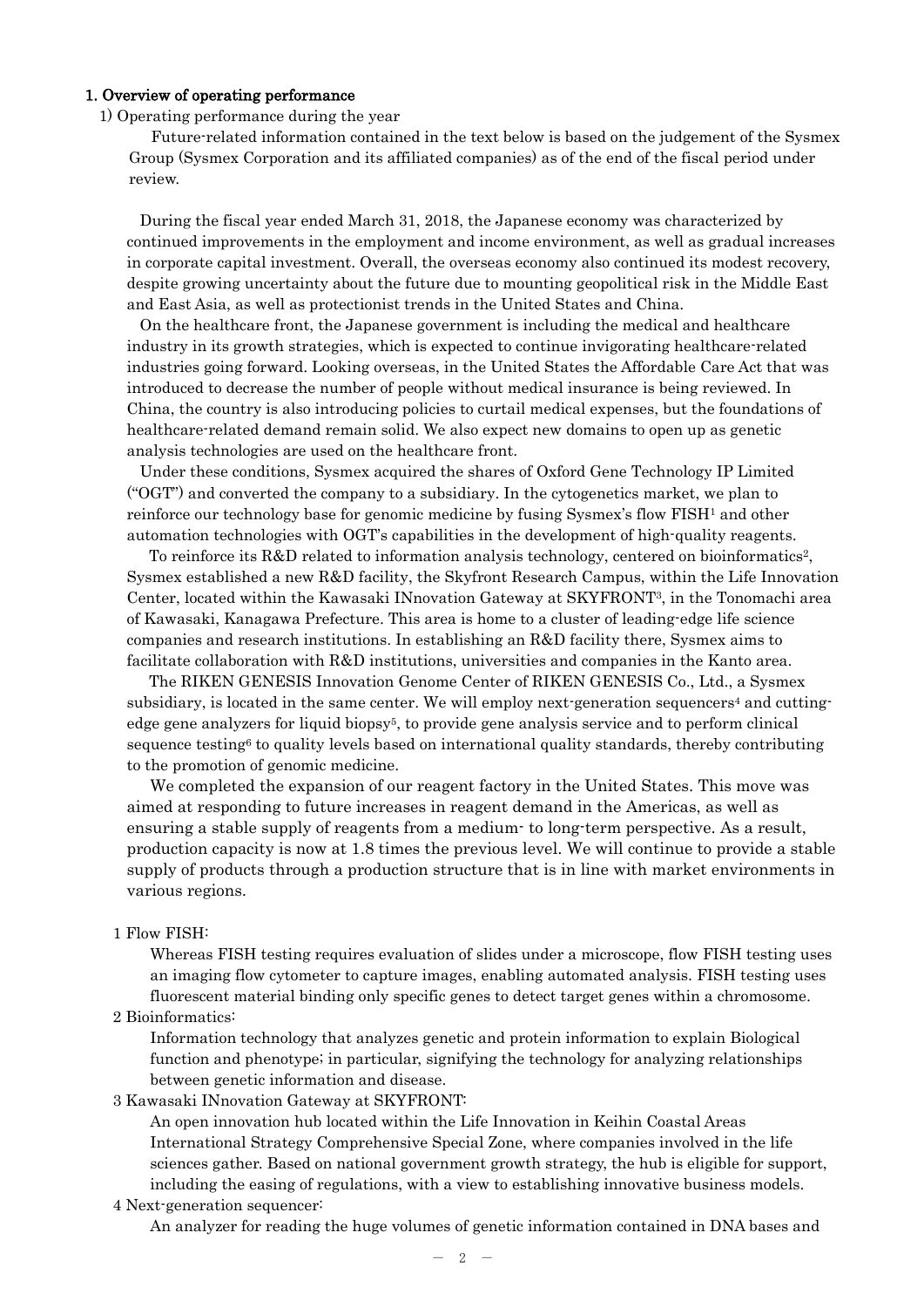## 1. Overview of operating performance

### 1) Operating performance during the year

Future-related information contained in the text below is based on the judgement of the Sysmex Group (Sysmex Corporation and its affiliated companies) as of the end of the fiscal period under review.

During the fiscal year ended March 31, 2018, the Japanese economy was characterized by continued improvements in the employment and income environment, as well as gradual increases in corporate capital investment. Overall, the overseas economy also continued its modest recovery, despite growing uncertainty about the future due to mounting geopolitical risk in the Middle East and East Asia, as well as protectionist trends in the United States and China.

On the healthcare front, the Japanese government is including the medical and healthcare industry in its growth strategies, which is expected to continue invigorating healthcare-related industries going forward. Looking overseas, in the United States the Affordable Care Act that was introduced to decrease the number of people without medical insurance is being reviewed. In China, the country is also introducing policies to curtail medical expenses, but the foundations of healthcare-related demand remain solid. We also expect new domains to open up as genetic analysis technologies are used on the healthcare front.

Under these conditions, Sysmex acquired the shares of Oxford Gene Technology IP Limited ("OGT") and converted the company to a subsidiary. In the cytogenetics market, we plan to reinforce our technology base for genomic medicine by fusing Sysmex's flow FISH[1] and other automation technologies with OGT's capabilities in the development of high-quality reagents.

To reinforce its R&D related to information analysis technology, centered on bioinformatics[2], Sysmex established a new R&D facility, the Skyfront Research Campus, within the Life Innovation Center, located within the Kawasaki INnovation Gateway at SKYFRONT[3], in the Tonomachi area of Kawasaki, Kanagawa Prefecture. This area is home to a cluster of leading-edge life science companies and research institutions. In establishing an R&D facility there, Sysmex aims to facilitate collaboration with R&D institutions, universities and companies in the Kanto area.

The RIKEN GENESIS Innovation Genome Center of RIKEN GENESIS Co., Ltd., a Sysmex subsidiary, is located in the same center. We will employ next-generation sequencers[4] and cutting-edge gene analyzers for liquid biopsy[5], to provide gene analysis service and to perform clinical sequence testing[6] to quality levels based on international quality standards, thereby contributing to the promotion of genomic medicine.

We completed the expansion of our reagent factory in the United States. This move was aimed at responding to future increases in reagent demand in the Americas, as well as ensuring a stable supply of reagents from a medium- to long-term perspective. As a result, production capacity is now at 1.8 times the previous level. We will continue to provide a stable supply of products through a production structure that is in line with market environments in various regions.

1 Flow FISH:
Whereas FISH testing requires evaluation of slides under a microscope, flow FISH testing uses an imaging flow cytometer to capture images, enabling automated analysis. FISH testing uses fluorescent material binding only specific genes to detect target genes within a chromosome.

2 Bioinformatics:
Information technology that analyzes genetic and protein information to explain Biological function and phenotype; in particular, signifying the technology for analyzing relationships between genetic information and disease.

3 Kawasaki INnovation Gateway at SKYFRONT:
An open innovation hub located within the Life Innovation in Keihin Coastal Areas International Strategy Comprehensive Special Zone, where companies involved in the life sciences gather. Based on national government growth strategy, the hub is eligible for support, including the easing of regulations, with a view to establishing innovative business models.

4 Next-generation sequencer:
An analyzer for reading the huge volumes of genetic information contained in DNA bases and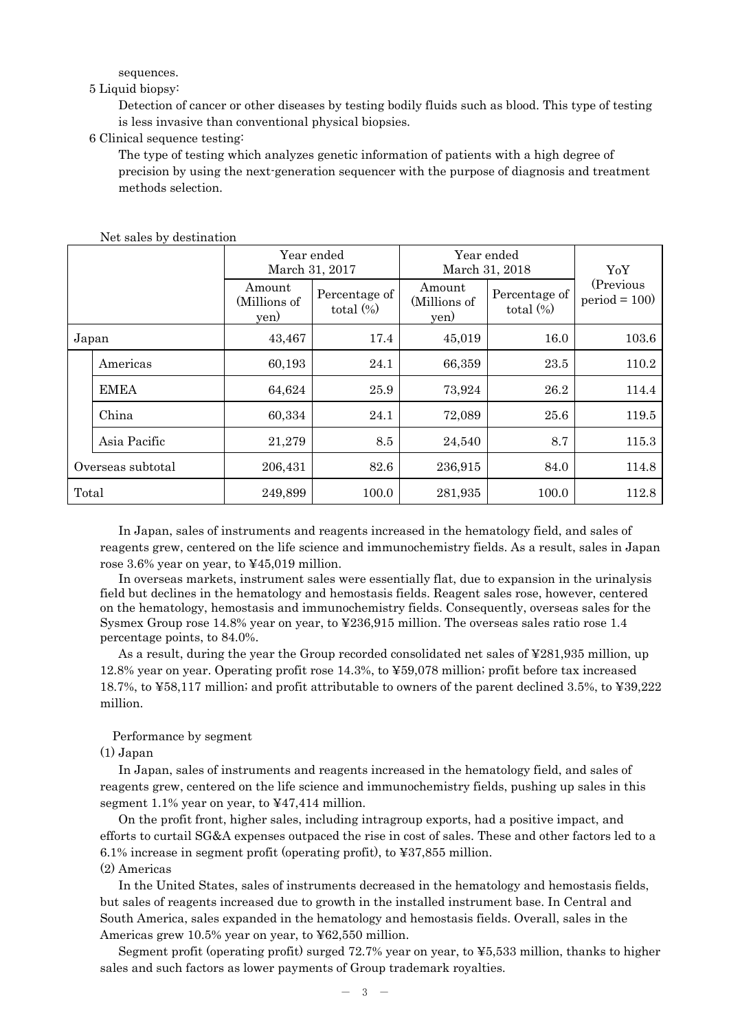sequences.

5 Liquid biopsy:

Detection of cancer or other diseases by testing bodily fluids such as blood. This type of testing is less invasive than conventional physical biopsies.

6 Clinical sequence testing:

The type of testing which analyzes genetic information of patients with a high degree of precision by using the next-generation sequencer with the purpose of diagnosis and treatment methods selection.

Net sales by destination

| | | Year ended March 31, 2017 | | Year ended March 31, 2018 | | YoY (Previous period = 100) |
|---|---|---|---|---|---|---|
| | | Amount (Millions of yen) | Percentage of total (%) | Amount (Millions of yen) | Percentage of total (%) | |
| Japan | | 43,467 | 17.4 | 45,019 | 16.0 | 103.6 |
| | Americas | 60,193 | 24.1 | 66,359 | 23.5 | 110.2 |
| | EMEA | 64,624 | 25.9 | 73,924 | 26.2 | 114.4 |
| | China | 60,334 | 24.1 | 72,089 | 25.6 | 119.5 |
| | Asia Pacific | 21,279 | 8.5 | 24,540 | 8.7 | 115.3 |
| Overseas subtotal | | 206,431 | 82.6 | 236,915 | 84.0 | 114.8 |
| Total | | 249,899 | 100.0 | 281,935 | 100.0 | 112.8 |

In Japan, sales of instruments and reagents increased in the hematology field, and sales of reagents grew, centered on the life science and immunochemistry fields. As a result, sales in Japan rose 3.6% year on year, to ¥45,019 million.

In overseas markets, instrument sales were essentially flat, due to expansion in the urinalysis field but declines in the hematology and hemostasis fields. Reagent sales rose, however, centered on the hematology, hemostasis and immunochemistry fields. Consequently, overseas sales for the Sysmex Group rose 14.8% year on year, to ¥236,915 million. The overseas sales ratio rose 1.4 percentage points, to 84.0%.

As a result, during the year the Group recorded consolidated net sales of ¥281,935 million, up 12.8% year on year. Operating profit rose 14.3%, to ¥59,078 million; profit before tax increased 18.7%, to ¥58,117 million; and profit attributable to owners of the parent declined 3.5%, to ¥39,222 million.

Performance by segment

(1) Japan

In Japan, sales of instruments and reagents increased in the hematology field, and sales of reagents grew, centered on the life science and immunochemistry fields, pushing up sales in this segment 1.1% year on year, to ¥47,414 million.

On the profit front, higher sales, including intragroup exports, had a positive impact, and efforts to curtail SG&A expenses outpaced the rise in cost of sales. These and other factors led to a 6.1% increase in segment profit (operating profit), to ¥37,855 million.

(2) Americas

In the United States, sales of instruments decreased in the hematology and hemostasis fields, but sales of reagents increased due to growth in the installed instrument base. In Central and South America, sales expanded in the hematology and hemostasis fields. Overall, sales in the Americas grew 10.5% year on year, to ¥62,550 million.

Segment profit (operating profit) surged 72.7% year on year, to ¥5,533 million, thanks to higher sales and such factors as lower payments of Group trademark royalties.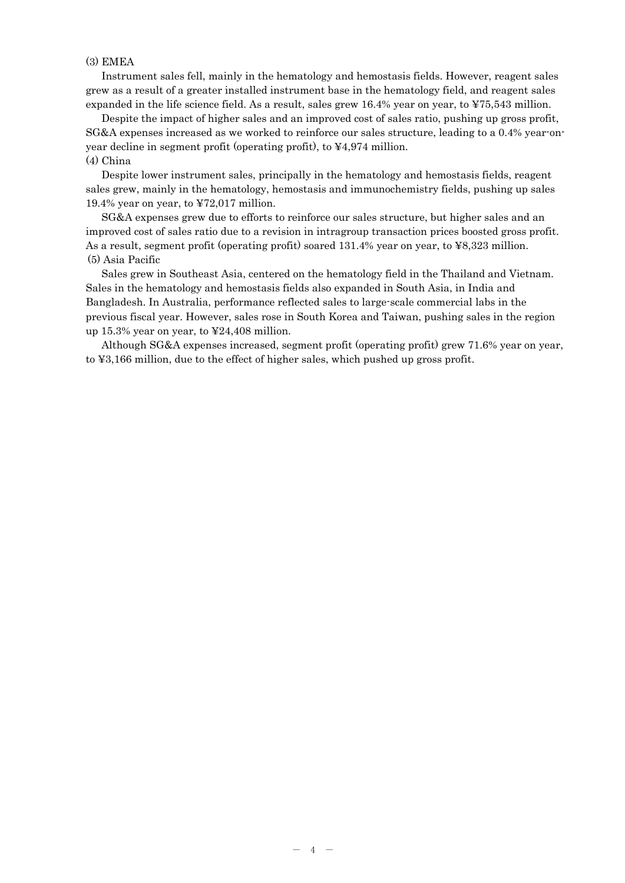(3) EMEA

Instrument sales fell, mainly in the hematology and hemostasis fields. However, reagent sales grew as a result of a greater installed instrument base in the hematology field, and reagent sales expanded in the life science field. As a result, sales grew 16.4% year on year, to ¥75,543 million.

Despite the impact of higher sales and an improved cost of sales ratio, pushing up gross profit, SG&A expenses increased as we worked to reinforce our sales structure, leading to a 0.4% year-on-year decline in segment profit (operating profit), to ¥4,974 million.

(4) China

Despite lower instrument sales, principally in the hematology and hemostasis fields, reagent sales grew, mainly in the hematology, hemostasis and immunochemistry fields, pushing up sales 19.4% year on year, to ¥72,017 million.

SG&A expenses grew due to efforts to reinforce our sales structure, but higher sales and an improved cost of sales ratio due to a revision in intragroup transaction prices boosted gross profit. As a result, segment profit (operating profit) soared 131.4% year on year, to ¥8,323 million.

(5) Asia Pacific

Sales grew in Southeast Asia, centered on the hematology field in the Thailand and Vietnam. Sales in the hematology and hemostasis fields also expanded in South Asia, in India and Bangladesh. In Australia, performance reflected sales to large-scale commercial labs in the previous fiscal year. However, sales rose in South Korea and Taiwan, pushing sales in the region up 15.3% year on year, to ¥24,408 million.

Although SG&A expenses increased, segment profit (operating profit) grew 71.6% year on year, to ¥3,166 million, due to the effect of higher sales, which pushed up gross profit.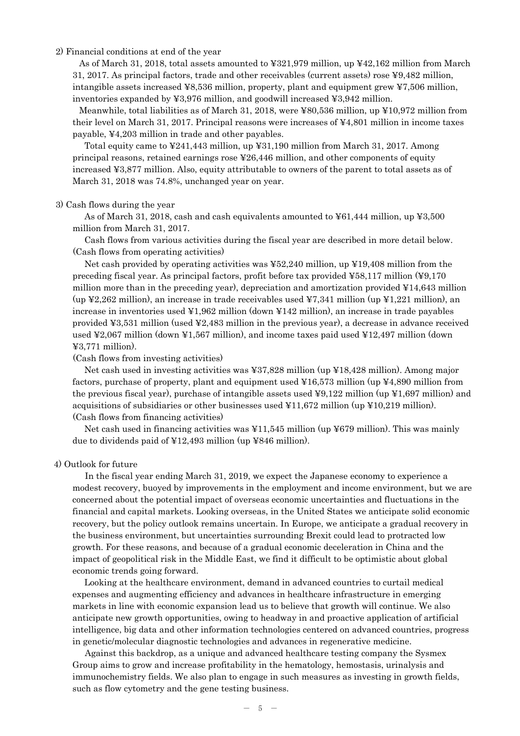2) Financial conditions at end of the year

As of March 31, 2018, total assets amounted to ¥321,979 million, up ¥42,162 million from March 31, 2017. As principal factors, trade and other receivables (current assets) rose ¥9,482 million, intangible assets increased ¥8,536 million, property, plant and equipment grew ¥7,506 million, inventories expanded by ¥3,976 million, and goodwill increased ¥3,942 million.

Meanwhile, total liabilities as of March 31, 2018, were ¥80,536 million, up ¥10,972 million from their level on March 31, 2017. Principal reasons were increases of ¥4,801 million in income taxes payable, ¥4,203 million in trade and other payables.

Total equity came to ¥241,443 million, up ¥31,190 million from March 31, 2017. Among principal reasons, retained earnings rose ¥26,446 million, and other components of equity increased ¥3,877 million. Also, equity attributable to owners of the parent to total assets as of March 31, 2018 was 74.8%, unchanged year on year.

3) Cash flows during the year

As of March 31, 2018, cash and cash equivalents amounted to ¥61,444 million, up ¥3,500 million from March 31, 2017.

Cash flows from various activities during the fiscal year are described in more detail below.

(Cash flows from operating activities)

Net cash provided by operating activities was ¥52,240 million, up ¥19,408 million from the preceding fiscal year. As principal factors, profit before tax provided ¥58,117 million (¥9,170 million more than in the preceding year), depreciation and amortization provided ¥14,643 million (up ¥2,262 million), an increase in trade receivables used ¥7,341 million (up ¥1,221 million), an increase in inventories used ¥1,962 million (down ¥142 million), an increase in trade payables provided ¥3,531 million (used ¥2,483 million in the previous year), a decrease in advance received used ¥2,067 million (down ¥1,567 million), and income taxes paid used ¥12,497 million (down ¥3,771 million).

(Cash flows from investing activities)

Net cash used in investing activities was ¥37,828 million (up ¥18,428 million). Among major factors, purchase of property, plant and equipment used ¥16,573 million (up ¥4,890 million from the previous fiscal year), purchase of intangible assets used ¥9,122 million (up ¥1,697 million) and acquisitions of subsidiaries or other businesses used ¥11,672 million (up ¥10,219 million).

(Cash flows from financing activities)

Net cash used in financing activities was ¥11,545 million (up ¥679 million). This was mainly due to dividends paid of ¥12,493 million (up ¥846 million).

4) Outlook for future

In the fiscal year ending March 31, 2019, we expect the Japanese economy to experience a modest recovery, buoyed by improvements in the employment and income environment, but we are concerned about the potential impact of overseas economic uncertainties and fluctuations in the financial and capital markets. Looking overseas, in the United States we anticipate solid economic recovery, but the policy outlook remains uncertain. In Europe, we anticipate a gradual recovery in the business environment, but uncertainties surrounding Brexit could lead to protracted low growth. For these reasons, and because of a gradual economic deceleration in China and the impact of geopolitical risk in the Middle East, we find it difficult to be optimistic about global economic trends going forward.

Looking at the healthcare environment, demand in advanced countries to curtail medical expenses and augmenting efficiency and advances in healthcare infrastructure in emerging markets in line with economic expansion lead us to believe that growth will continue. We also anticipate new growth opportunities, owing to headway in and proactive application of artificial intelligence, big data and other information technologies centered on advanced countries, progress in genetic/molecular diagnostic technologies and advances in regenerative medicine.

Against this backdrop, as a unique and advanced healthcare testing company the Sysmex Group aims to grow and increase profitability in the hematology, hemostasis, urinalysis and immunochemistry fields. We also plan to engage in such measures as investing in growth fields, such as flow cytometry and the gene testing business.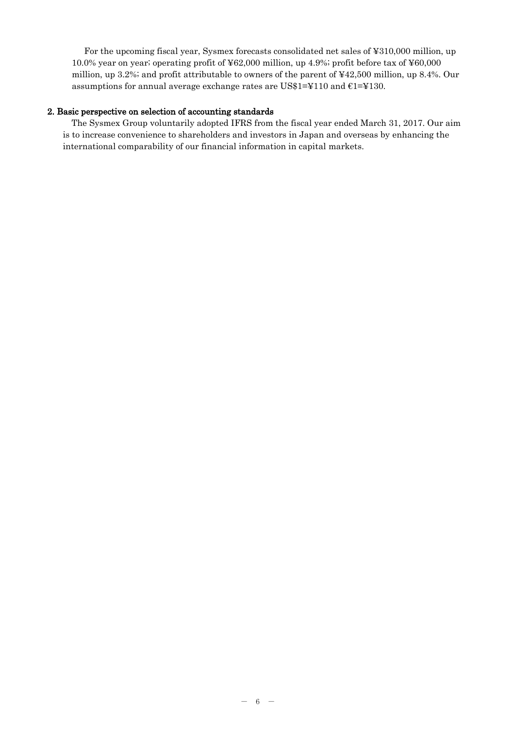For the upcoming fiscal year, Sysmex forecasts consolidated net sales of ¥310,000 million, up 10.0% year on year; operating profit of ¥62,000 million, up 4.9%; profit before tax of ¥60,000 million, up 3.2%; and profit attributable to owners of the parent of ¥42,500 million, up 8.4%. Our assumptions for annual average exchange rates are US$1=¥110 and €1=¥130.

## 2. Basic perspective on selection of accounting standards

The Sysmex Group voluntarily adopted IFRS from the fiscal year ended March 31, 2017. Our aim is to increase convenience to shareholders and investors in Japan and overseas by enhancing the international comparability of our financial information in capital markets.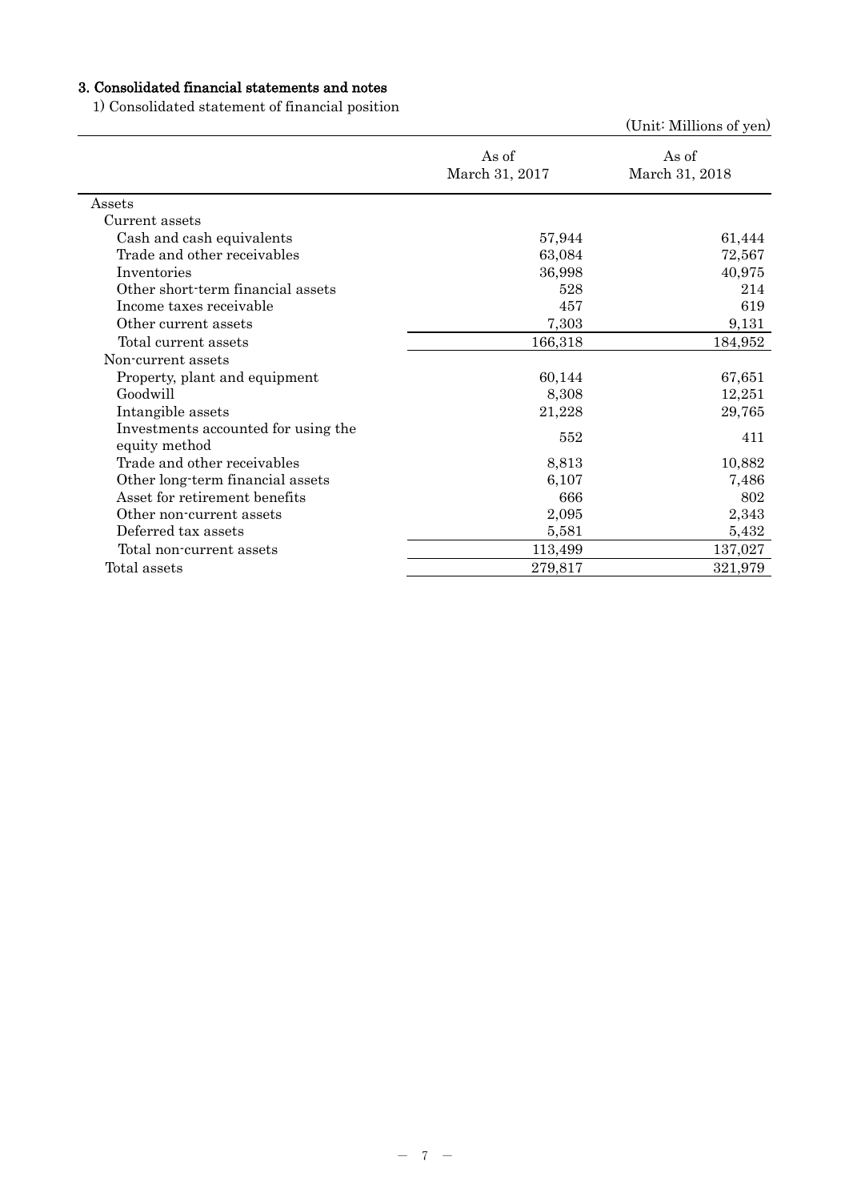### 3. Consolidated financial statements and notes

1) Consolidated statement of financial position

(Unit: Millions of yen)

| | As of March 31, 2017 | As of March 31, 2018 |
|---|---|---|
| Assets | | |
| Current assets | | |
| Cash and cash equivalents | 57,944 | 61,444 |
| Trade and other receivables | 63,084 | 72,567 |
| Inventories | 36,998 | 40,975 |
| Other short-term financial assets | 528 | 214 |
| Income taxes receivable | 457 | 619 |
| Other current assets | 7,303 | 9,131 |
| Total current assets | 166,318 | 184,952 |
| Non-current assets | | |
| Property, plant and equipment | 60,144 | 67,651 |
| Goodwill | 8,308 | 12,251 |
| Intangible assets | 21,228 | 29,765 |
| Investments accounted for using the equity method | 552 | 411 |
| Trade and other receivables | 8,813 | 10,882 |
| Other long-term financial assets | 6,107 | 7,486 |
| Asset for retirement benefits | 666 | 802 |
| Other non-current assets | 2,095 | 2,343 |
| Deferred tax assets | 5,581 | 5,432 |
| Total non-current assets | 113,499 | 137,027 |
| Total assets | 279,817 | 321,979 |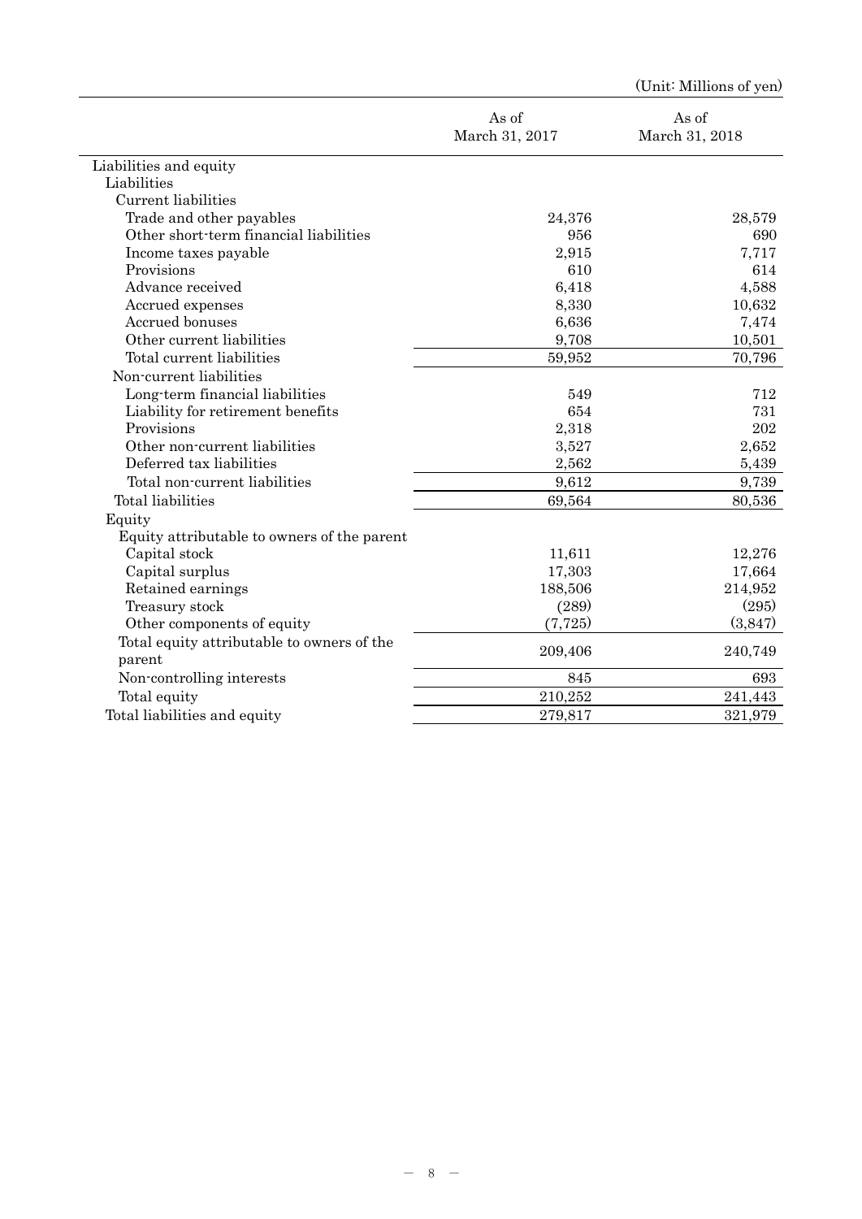(Unit: Millions of yen)

| | As of March 31, 2017 | As of March 31, 2018 |
|---|---|---|
| Liabilities and equity | | |
| Liabilities | | |
| Current liabilities | | |
| Trade and other payables | 24,376 | 28,579 |
| Other short-term financial liabilities | 956 | 690 |
| Income taxes payable | 2,915 | 7,717 |
| Provisions | 610 | 614 |
| Advance received | 6,418 | 4,588 |
| Accrued expenses | 8,330 | 10,632 |
| Accrued bonuses | 6,636 | 7,474 |
| Other current liabilities | 9,708 | 10,501 |
| Total current liabilities | 59,952 | 70,796 |
| Non-current liabilities | | |
| Long-term financial liabilities | 549 | 712 |
| Liability for retirement benefits | 654 | 731 |
| Provisions | 2,318 | 202 |
| Other non-current liabilities | 3,527 | 2,652 |
| Deferred tax liabilities | 2,562 | 5,439 |
| Total non-current liabilities | 9,612 | 9,739 |
| Total liabilities | 69,564 | 80,536 |
| Equity | | |
| Equity attributable to owners of the parent | | |
| Capital stock | 11,611 | 12,276 |
| Capital surplus | 17,303 | 17,664 |
| Retained earnings | 188,506 | 214,952 |
| Treasury stock | (289) | (295) |
| Other components of equity | (7,725) | (3,847) |
| Total equity attributable to owners of the parent | 209,406 | 240,749 |
| Non-controlling interests | 845 | 693 |
| Total equity | 210,252 | 241,443 |
| Total liabilities and equity | 279,817 | 321,979 |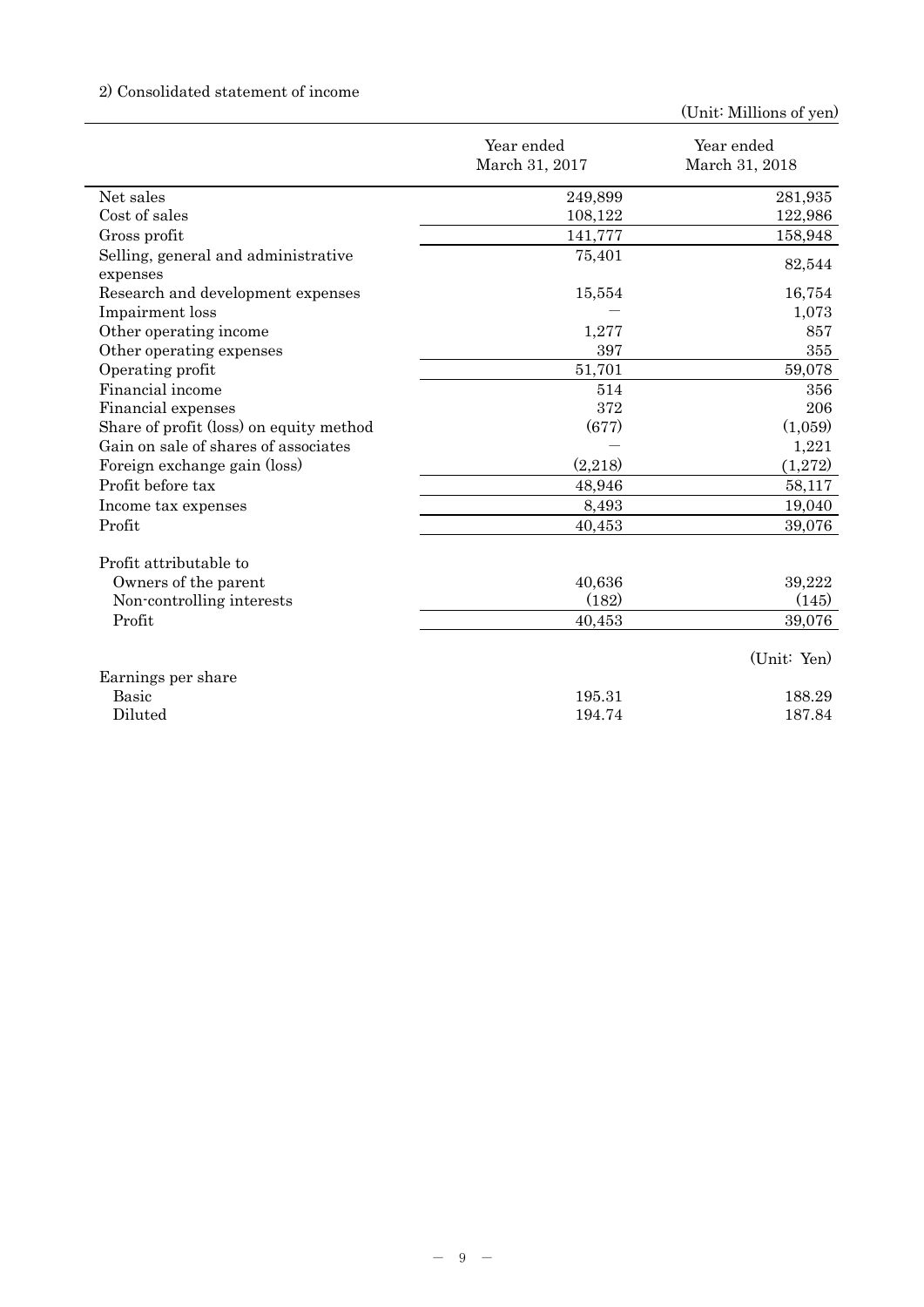2) Consolidated statement of income

(Unit: Millions of yen)

| | Year ended March 31, 2017 | Year ended March 31, 2018 |
|---|---|---|
| Net sales | 249,899 | 281,935 |
| Cost of sales | 108,122 | 122,986 |
| Gross profit | 141,777 | 158,948 |
| Selling, general and administrative expenses | 75,401 | 82,544 |
| Research and development expenses | 15,554 | 16,754 |
| Impairment loss | — | 1,073 |
| Other operating income | 1,277 | 857 |
| Other operating expenses | 397 | 355 |
| Operating profit | 51,701 | 59,078 |
| Financial income | 514 | 356 |
| Financial expenses | 372 | 206 |
| Share of profit (loss) on equity method | (677) | (1,059) |
| Gain on sale of shares of associates | — | 1,221 |
| Foreign exchange gain (loss) | (2,218) | (1,272) |
| Profit before tax | 48,946 | 58,117 |
| Income tax expenses | 8,493 | 19,040 |
| Profit | 40,453 | 39,076 |
| | | |
| Profit attributable to | | |
| Owners of the parent | 40,636 | 39,222 |
| Non-controlling interests | (182) | (145) |
| Profit | 40,453 | 39,076 |
| | | (Unit: Yen) |
| Earnings per share | | |
| Basic | 195.31 | 188.29 |
| Diluted | 194.74 | 187.84 |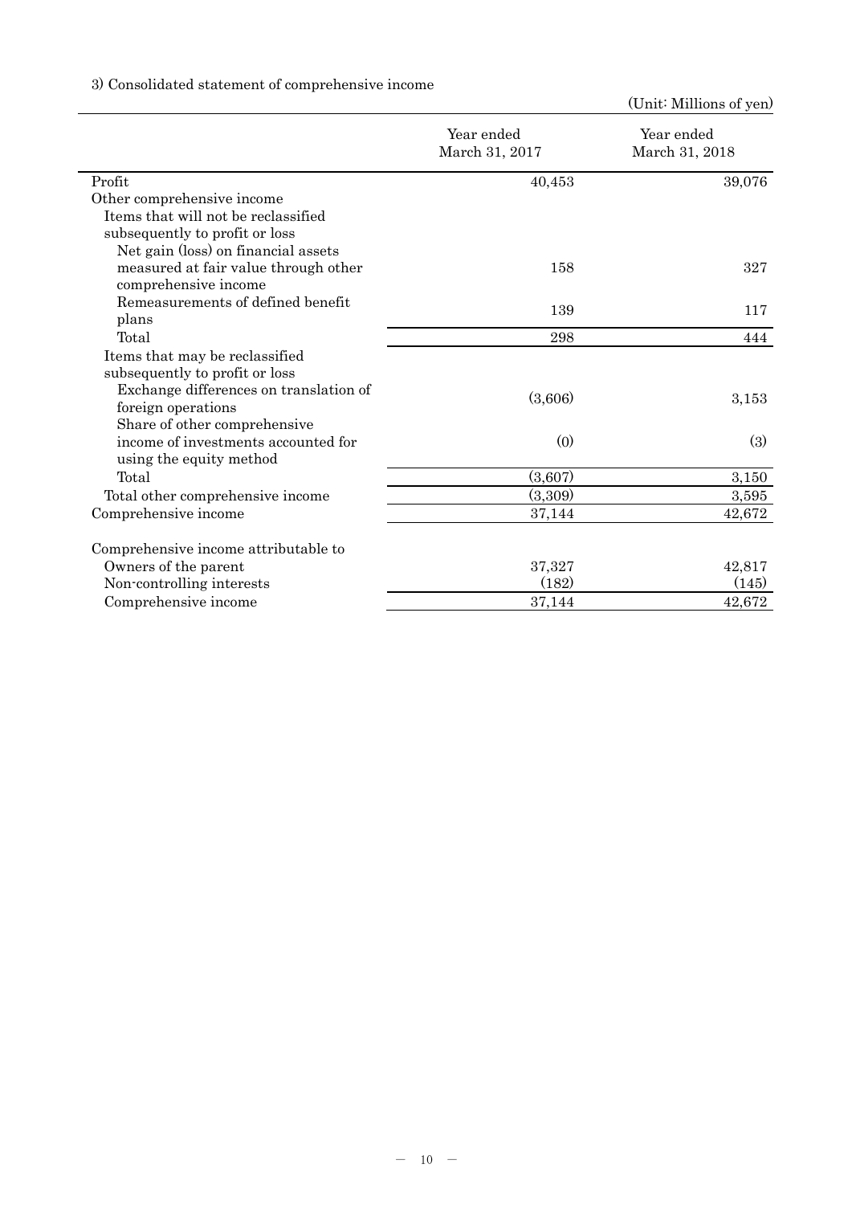3) Consolidated statement of comprehensive income

(Unit: Millions of yen)

| | Year ended March 31, 2017 | Year ended March 31, 2018 |
|---|---|---|
| Profit | 40,453 | 39,076 |
| Other comprehensive income | | |
| Items that will not be reclassified subsequently to profit or loss | | |
| Net gain (loss) on financial assets measured at fair value through other comprehensive income | 158 | 327 |
| Remeasurements of defined benefit plans | 139 | 117 |
| Total | 298 | 444 |
| Items that may be reclassified subsequently to profit or loss | | |
| Exchange differences on translation of foreign operations | (3,606) | 3,153 |
| Share of other comprehensive income of investments accounted for using the equity method | (0) | (3) |
| Total | (3,607) | 3,150 |
| Total other comprehensive income | (3,309) | 3,595 |
| Comprehensive income | 37,144 | 42,672 |
| | | |
| Comprehensive income attributable to | | |
| Owners of the parent | 37,327 | 42,817 |
| Non-controlling interests | (182) | (145) |
| Comprehensive income | 37,144 | 42,672 |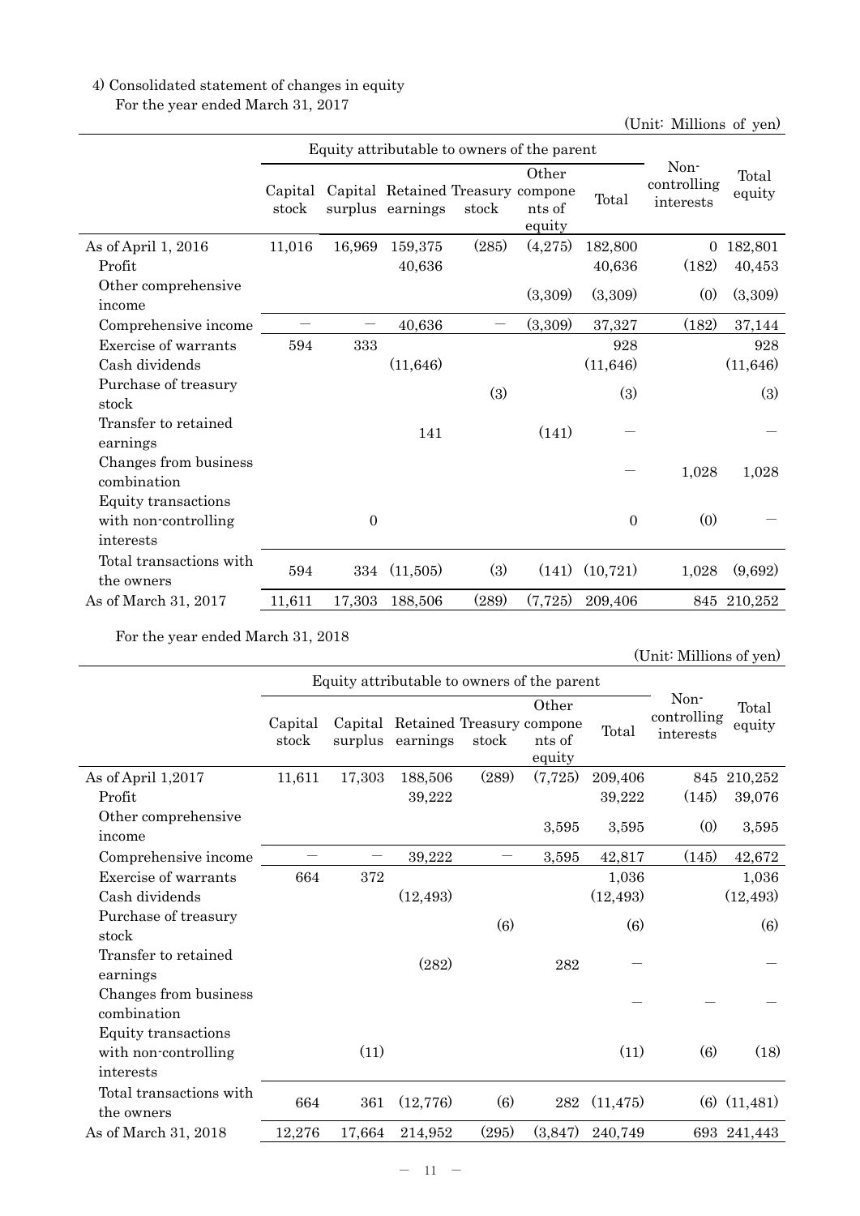4) Consolidated statement of changes in equity

For the year ended March 31, 2017

(Unit: Millions of yen)

| | Equity attributable to owners of the parent | | | | | | Non-controlling interests | Total equity |
|---|---|---|---|---|---|---|---|---|
| | Capital stock | Capital surplus | Retained earnings | Treasury stock | Other components of equity | Total | | |
| As of April 1, 2016 | 11,016 | 16,969 | 159,375 | (285) | (4,275) | 182,800 | 0 | 182,801 |
| Profit | | | 40,636 | | | 40,636 | (182) | 40,453 |
| Other comprehensive income | | | | | (3,309) | (3,309) | (0) | (3,309) |
| Comprehensive income | — | — | 40,636 | — | (3,309) | 37,327 | (182) | 37,144 |
| Exercise of warrants | 594 | 333 | | | | 928 | | 928 |
| Cash dividends | | | (11,646) | | | (11,646) | | (11,646) |
| Purchase of treasury stock | | | | (3) | | (3) | | (3) |
| Transfer to retained earnings | | | 141 | | (141) | — | | — |
| Changes from business combination | | | | | | — | 1,028 | 1,028 |
| Equity transactions with non-controlling interests | | 0 | | | | 0 | (0) | — |
| Total transactions with the owners | 594 | 334 | (11,505) | (3) | (141) | (10,721) | 1,028 | (9,692) |
| As of March 31, 2017 | 11,611 | 17,303 | 188,506 | (289) | (7,725) | 209,406 | 845 | 210,252 |

For the year ended March 31, 2018

(Unit: Millions of yen)

| | Equity attributable to owners of the parent | | | | | | Non-controlling interests | Total equity |
|---|---|---|---|---|---|---|---|---|
| | Capital stock | Capital surplus | Retained earnings | Treasury stock | Other components of equity | Total | | |
| As of April 1,2017 | 11,611 | 17,303 | 188,506 | (289) | (7,725) | 209,406 | 845 | 210,252 |
| Profit | | | 39,222 | | | 39,222 | (145) | 39,076 |
| Other comprehensive income | | | | | 3,595 | 3,595 | (0) | 3,595 |
| Comprehensive income | — | — | 39,222 | — | 3,595 | 42,817 | (145) | 42,672 |
| Exercise of warrants | 664 | 372 | | | | 1,036 | | 1,036 |
| Cash dividends | | | (12,493) | | | (12,493) | | (12,493) |
| Purchase of treasury stock | | | | (6) | | (6) | | (6) |
| Transfer to retained earnings | | | (282) | | 282 | — | | — |
| Changes from business combination | | | | | | — | — | — |
| Equity transactions with non-controlling interests | | (11) | | | | (11) | (6) | (18) |
| Total transactions with the owners | 664 | 361 | (12,776) | (6) | 282 | (11,475) | (6) | (11,481) |
| As of March 31, 2018 | 12,276 | 17,664 | 214,952 | (295) | (3,847) | 240,749 | 693 | 241,443 |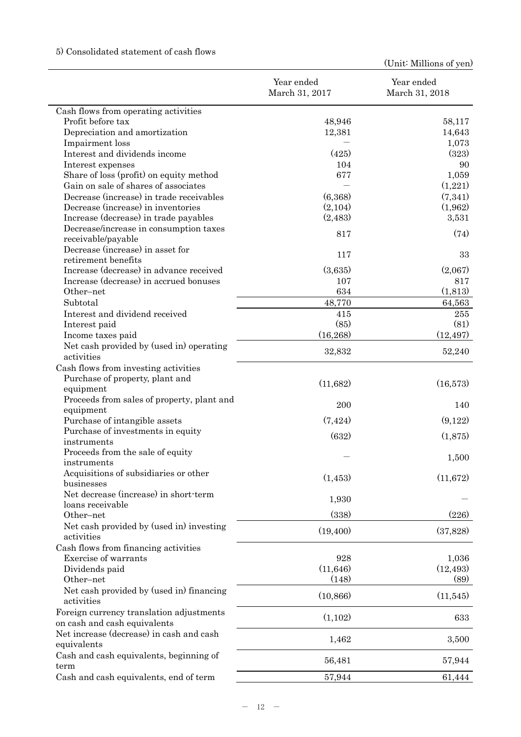5) Consolidated statement of cash flows

(Unit: Millions of yen)

| | Year ended March 31, 2017 | Year ended March 31, 2018 |
|---|---|---|
| Cash flows from operating activities | | |
| Profit before tax | 48,946 | 58,117 |
| Depreciation and amortization | 12,381 | 14,643 |
| Impairment loss | — | 1,073 |
| Interest and dividends income | (425) | (323) |
| Interest expenses | 104 | 90 |
| Share of loss (profit) on equity method | 677 | 1,059 |
| Gain on sale of shares of associates | — | (1,221) |
| Decrease (increase) in trade receivables | (6,368) | (7,341) |
| Decrease (increase) in inventories | (2,104) | (1,962) |
| Increase (decrease) in trade payables | (2,483) | 3,531 |
| Decrease/increase in consumption taxes receivable/payable | 817 | (74) |
| Decrease (increase) in asset for retirement benefits | 117 | 33 |
| Increase (decrease) in advance received | (3,635) | (2,067) |
| Increase (decrease) in accrued bonuses | 107 | 817 |
| Other–net | 634 | (1,813) |
| Subtotal | 48,770 | 64,563 |
| Interest and dividend received | 415 | 255 |
| Interest paid | (85) | (81) |
| Income taxes paid | (16,268) | (12,497) |
| Net cash provided by (used in) operating activities | 32,832 | 52,240 |
| Cash flows from investing activities | | |
| Purchase of property, plant and equipment | (11,682) | (16,573) |
| Proceeds from sales of property, plant and equipment | 200 | 140 |
| Purchase of intangible assets | (7,424) | (9,122) |
| Purchase of investments in equity instruments | (632) | (1,875) |
| Proceeds from the sale of equity instruments | — | 1,500 |
| Acquisitions of subsidiaries or other businesses | (1,453) | (11,672) |
| Net decrease (increase) in short-term loans receivable | 1,930 | — |
| Other–net | (338) | (226) |
| Net cash provided by (used in) investing activities | (19,400) | (37,828) |
| Cash flows from financing activities | | |
| Exercise of warrants | 928 | 1,036 |
| Dividends paid | (11,646) | (12,493) |
| Other–net | (148) | (89) |
| Net cash provided by (used in) financing activities | (10,866) | (11,545) |
| Foreign currency translation adjustments on cash and cash equivalents | (1,102) | 633 |
| Net increase (decrease) in cash and cash equivalents | 1,462 | 3,500 |
| Cash and cash equivalents, beginning of term | 56,481 | 57,944 |
| Cash and cash equivalents, end of term | 57,944 | 61,444 |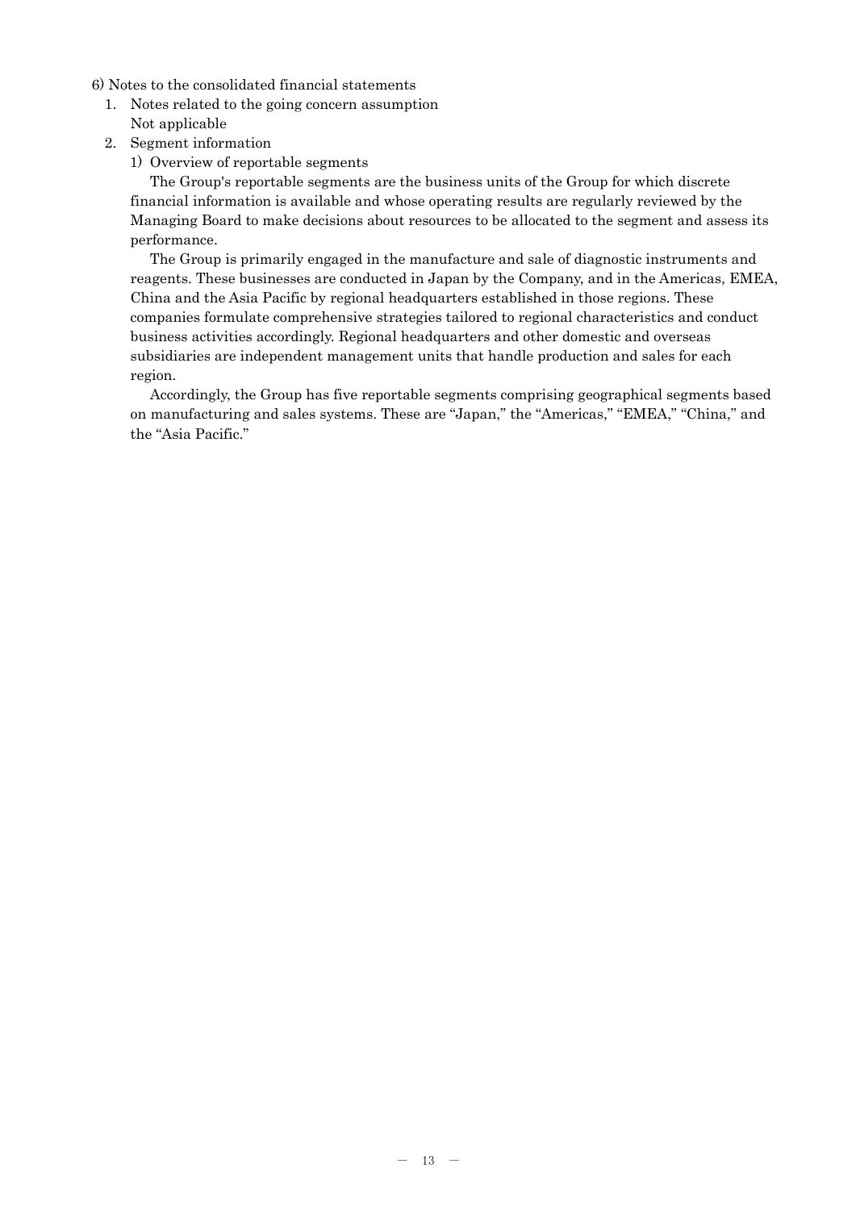6) Notes to the consolidated financial statements

1. Notes related to the going concern assumption

   Not applicable

2. Segment information

   1) Overview of reportable segments

   The Group's reportable segments are the business units of the Group for which discrete financial information is available and whose operating results are regularly reviewed by the Managing Board to make decisions about resources to be allocated to the segment and assess its performance.

   The Group is primarily engaged in the manufacture and sale of diagnostic instruments and reagents. These businesses are conducted in Japan by the Company, and in the Americas, EMEA, China and the Asia Pacific by regional headquarters established in those regions. These companies formulate comprehensive strategies tailored to regional characteristics and conduct business activities accordingly. Regional headquarters and other domestic and overseas subsidiaries are independent management units that handle production and sales for each region.

   Accordingly, the Group has five reportable segments comprising geographical segments based on manufacturing and sales systems. These are "Japan," the "Americas," "EMEA," "China," and the "Asia Pacific."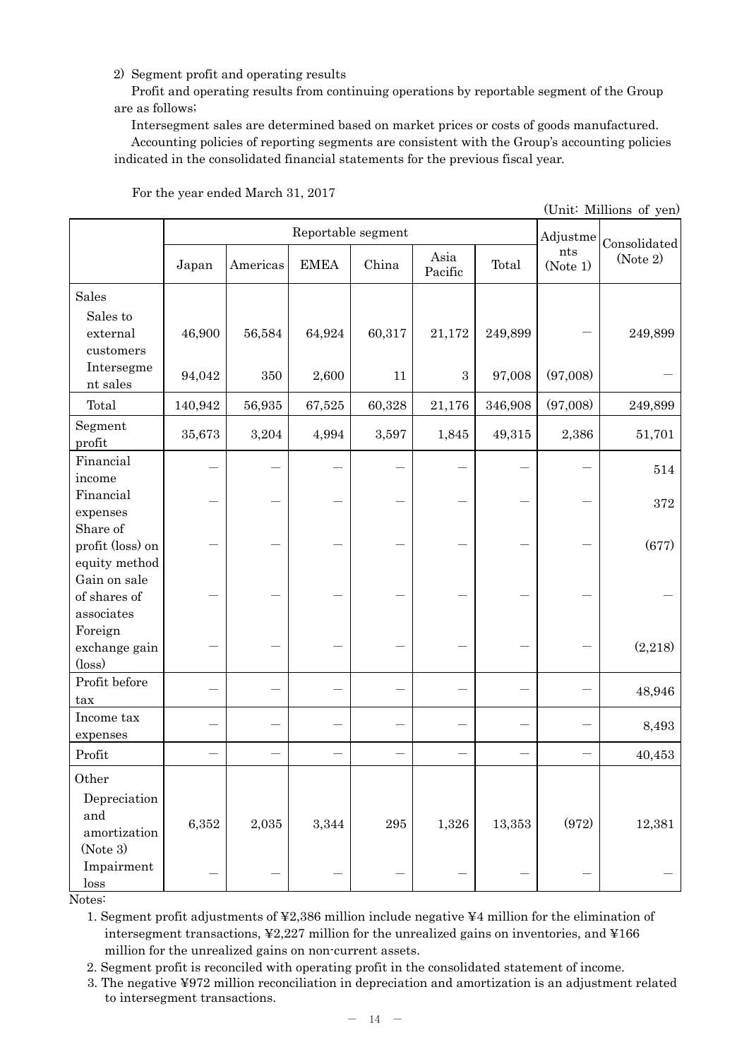2) Segment profit and operating results

Profit and operating results from continuing operations by reportable segment of the Group are as follows;

Intersegment sales are determined based on market prices or costs of goods manufactured.

Accounting policies of reporting segments are consistent with the Group's accounting policies indicated in the consolidated financial statements for the previous fiscal year.

For the year ended March 31, 2017

(Unit: Millions of yen)

| | Reportable segment | | | | | | Adjustments (Note 1) | Consolidated (Note 2) |
|---|---|---|---|---|---|---|---|---|
| | Japan | Americas | EMEA | China | Asia Pacific | Total | | |
| Sales | | | | | | | | |
| Sales to external customers | 46,900 | 56,584 | 64,924 | 60,317 | 21,172 | 249,899 | － | 249,899 |
| Intersegment sales | 94,042 | 350 | 2,600 | 11 | 3 | 97,008 | (97,008) | － |
| Total | 140,942 | 56,935 | 67,525 | 60,328 | 21,176 | 346,908 | (97,008) | 249,899 |
| Segment profit | 35,673 | 3,204 | 4,994 | 3,597 | 1,845 | 49,315 | 2,386 | 51,701 |
| Financial income | － | － | － | － | － | － | － | 514 |
| Financial expenses | － | － | － | － | － | － | － | 372 |
| Share of profit (loss) on equity method | － | － | － | － | － | － | － | (677) |
| Gain on sale of shares of associates | － | － | － | － | － | － | － | － |
| Foreign exchange gain (loss) | － | － | － | － | － | － | － | (2,218) |
| Profit before tax | － | － | － | － | － | － | － | 48,946 |
| Income tax expenses | － | － | － | － | － | － | － | 8,493 |
| Profit | － | － | － | － | － | － | － | 40,453 |
| Other | | | | | | | | |
| Depreciation and amortization (Note 3) | 6,352 | 2,035 | 3,344 | 295 | 1,326 | 13,353 | (972) | 12,381 |
| Impairment loss | － | － | － | － | － | － | － | － |

Notes:

1. Segment profit adjustments of ¥2,386 million include negative ¥4 million for the elimination of intersegment transactions, ¥2,227 million for the unrealized gains on inventories, and ¥166 million for the unrealized gains on non-current assets.
2. Segment profit is reconciled with operating profit in the consolidated statement of income.
3. The negative ¥972 million reconciliation in depreciation and amortization is an adjustment related to intersegment transactions.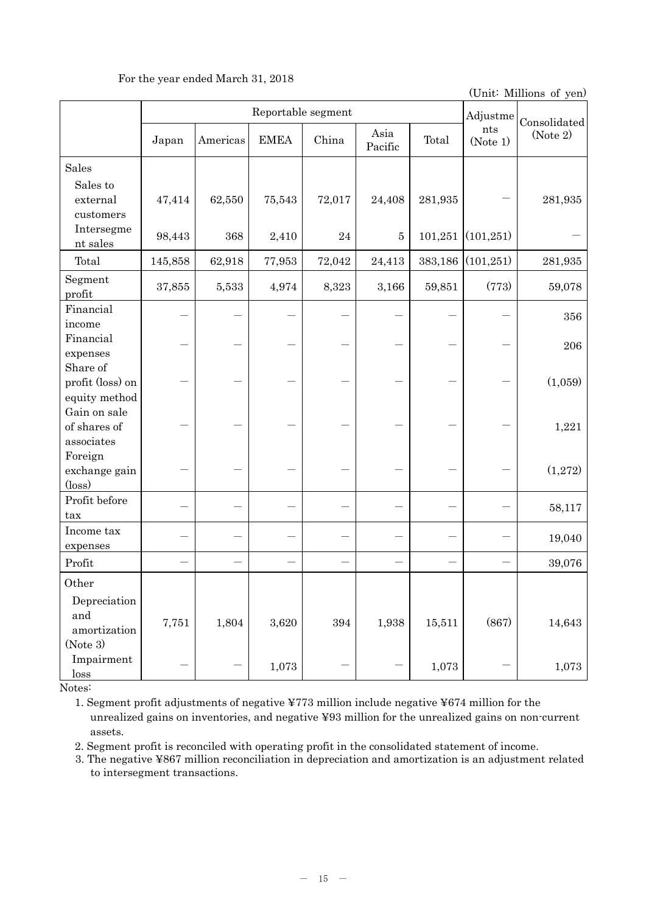For the year ended March 31, 2018

(Unit: Millions of yen)

| | Reportable segment | | | | | | Adjustments (Note 1) | Consolidated (Note 2) |
|---|---|---|---|---|---|---|---|---|
| | Japan | Americas | EMEA | China | Asia Pacific | Total | | |
| Sales | | | | | | | | |
| Sales to external customers | 47,414 | 62,550 | 75,543 | 72,017 | 24,408 | 281,935 | — | 281,935 |
| Intersegment sales | 98,443 | 368 | 2,410 | 24 | 5 | 101,251 | (101,251) | — |
| Total | 145,858 | 62,918 | 77,953 | 72,042 | 24,413 | 383,186 | (101,251) | 281,935 |
| Segment profit | 37,855 | 5,533 | 4,974 | 8,323 | 3,166 | 59,851 | (773) | 59,078 |
| Financial income | — | — | — | — | — | — | — | 356 |
| Financial expenses | — | — | — | — | — | — | — | 206 |
| Share of profit (loss) on equity method | — | — | — | — | — | — | — | (1,059) |
| Gain on sale of shares of associates | — | — | — | — | — | — | — | 1,221 |
| Foreign exchange gain (loss) | — | — | — | — | — | — | — | (1,272) |
| Profit before tax | — | — | — | — | — | — | — | 58,117 |
| Income tax expenses | — | — | — | — | — | — | — | 19,040 |
| Profit | — | — | — | — | — | — | — | 39,076 |
| Other | | | | | | | | |
| Depreciation and amortization (Note 3) | 7,751 | 1,804 | 3,620 | 394 | 1,938 | 15,511 | (867) | 14,643 |
| Impairment loss | — | — | 1,073 | — | — | 1,073 | — | 1,073 |

Notes:

1. Segment profit adjustments of negative ¥773 million include negative ¥674 million for the unrealized gains on inventories, and negative ¥93 million for the unrealized gains on non-current assets.
2. Segment profit is reconciled with operating profit in the consolidated statement of income.
3. The negative ¥867 million reconciliation in depreciation and amortization is an adjustment related to intersegment transactions.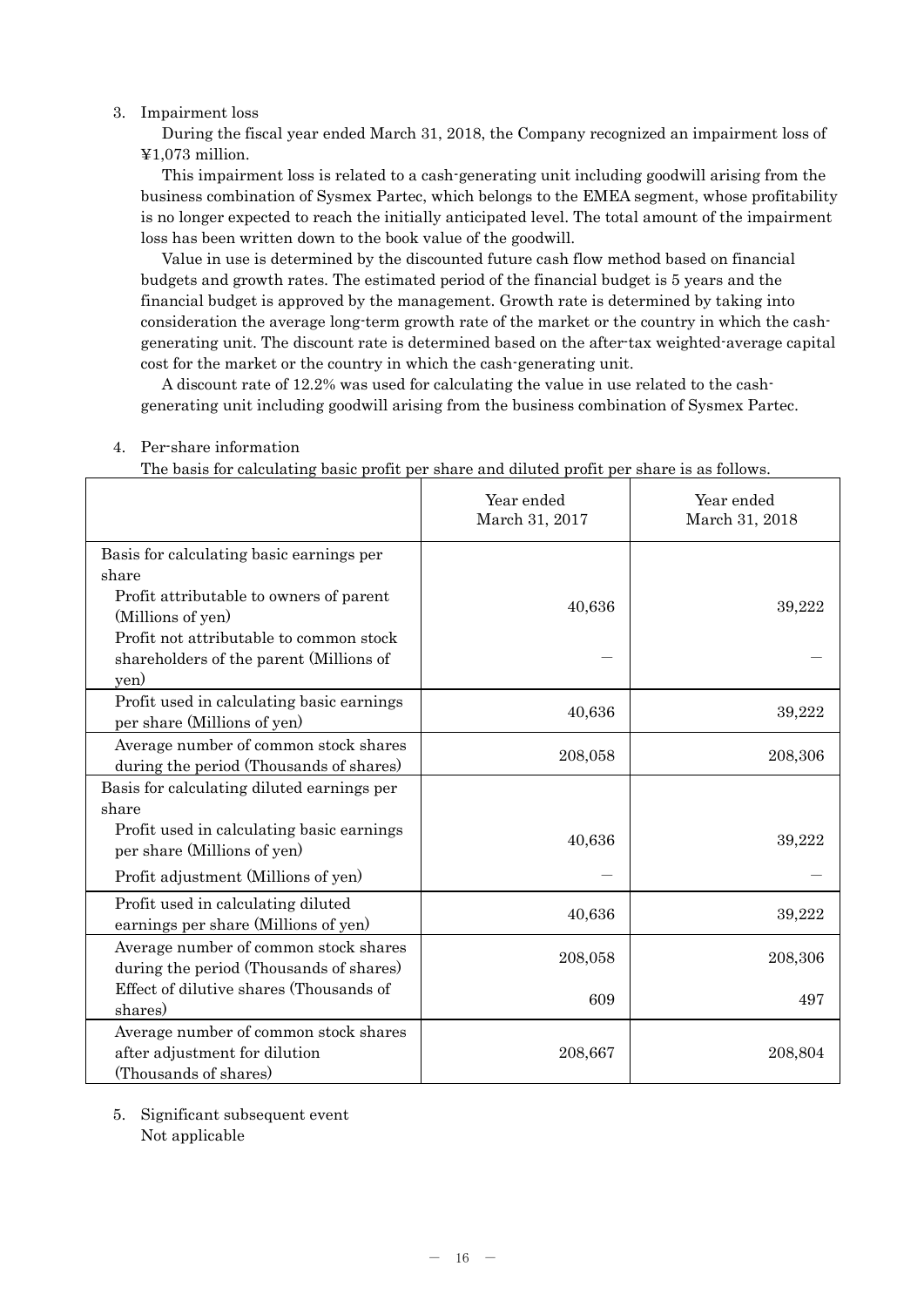3. Impairment loss

During the fiscal year ended March 31, 2018, the Company recognized an impairment loss of ¥1,073 million.

This impairment loss is related to a cash-generating unit including goodwill arising from the business combination of Sysmex Partec, which belongs to the EMEA segment, whose profitability is no longer expected to reach the initially anticipated level. The total amount of the impairment loss has been written down to the book value of the goodwill.

Value in use is determined by the discounted future cash flow method based on financial budgets and growth rates. The estimated period of the financial budget is 5 years and the financial budget is approved by the management. Growth rate is determined by taking into consideration the average long-term growth rate of the market or the country in which the cash-generating unit. The discount rate is determined based on the after-tax weighted-average capital cost for the market or the country in which the cash-generating unit.

A discount rate of 12.2% was used for calculating the value in use related to the cash-generating unit including goodwill arising from the business combination of Sysmex Partec.

4. Per-share information

The basis for calculating basic profit per share and diluted profit per share is as follows.

| | Year ended March 31, 2017 | Year ended March 31, 2018 |
|---|---|---|
| Basis for calculating basic earnings per share | | |
| Profit attributable to owners of parent (Millions of yen) | 40,636 | 39,222 |
| Profit not attributable to common stock shareholders of the parent (Millions of yen) | — | — |
| Profit used in calculating basic earnings per share (Millions of yen) | 40,636 | 39,222 |
| Average number of common stock shares during the period (Thousands of shares) | 208,058 | 208,306 |
| Basis for calculating diluted earnings per share | | |
| Profit used in calculating basic earnings per share (Millions of yen) | 40,636 | 39,222 |
| Profit adjustment (Millions of yen) | — | — |
| Profit used in calculating diluted earnings per share (Millions of yen) | 40,636 | 39,222 |
| Average number of common stock shares during the period (Thousands of shares) | 208,058 | 208,306 |
| Effect of dilutive shares (Thousands of shares) | 609 | 497 |
| Average number of common stock shares after adjustment for dilution (Thousands of shares) | 208,667 | 208,804 |

5. Significant subsequent event

Not applicable